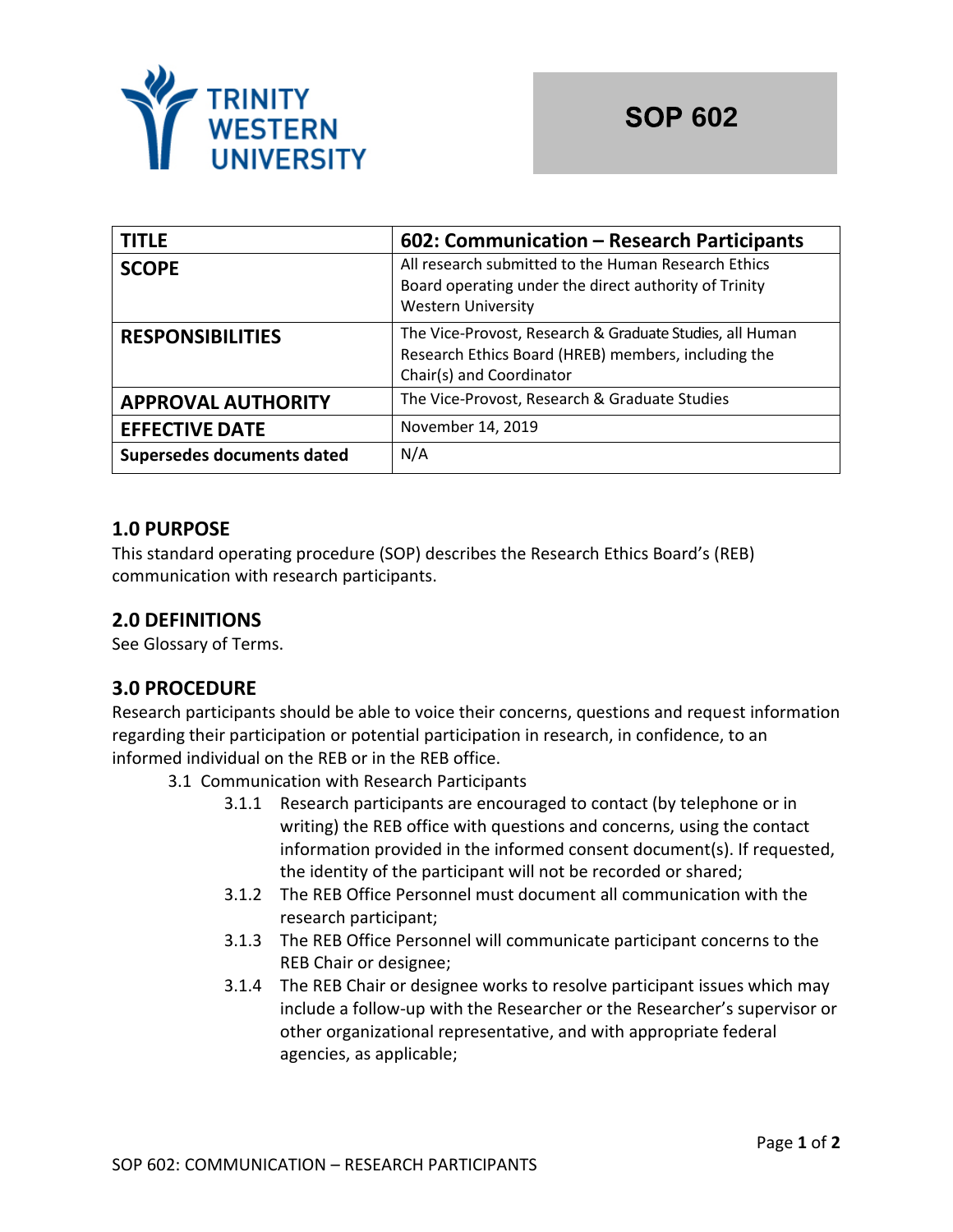TRINITY WESTERN UNIVERSITY

# SOP 602

| TITLE | 602: Communication – Research Participants |
|---|---|
| SCOPE | All research submitted to the Human Research Ethics Board operating under the direct authority of Trinity Western University |
| RESPONSIBILITIES | The Vice-Provost, Research & Graduate Studies, all Human Research Ethics Board (HREB) members, including the Chair(s) and Coordinator |
| APPROVAL AUTHORITY | The Vice-Provost, Research & Graduate Studies |
| EFFECTIVE DATE | November 14, 2019 |
| Supersedes documents dated | N/A |

## 1.0 PURPOSE

This standard operating procedure (SOP) describes the Research Ethics Board's (REB) communication with research participants.

## 2.0 DEFINITIONS

See Glossary of Terms.

## 3.0 PROCEDURE

Research participants should be able to voice their concerns, questions and request information regarding their participation or potential participation in research, in confidence, to an informed individual on the REB or in the REB office.

3.1 Communication with Research Participants

- 3.1.1 Research participants are encouraged to contact (by telephone or in writing) the REB office with questions and concerns, using the contact information provided in the informed consent document(s). If requested, the identity of the participant will not be recorded or shared;
- 3.1.2 The REB Office Personnel must document all communication with the research participant;
- 3.1.3 The REB Office Personnel will communicate participant concerns to the REB Chair or designee;
- 3.1.4 The REB Chair or designee works to resolve participant issues which may include a follow-up with the Researcher or the Researcher's supervisor or other organizational representative, and with appropriate federal agencies, as applicable;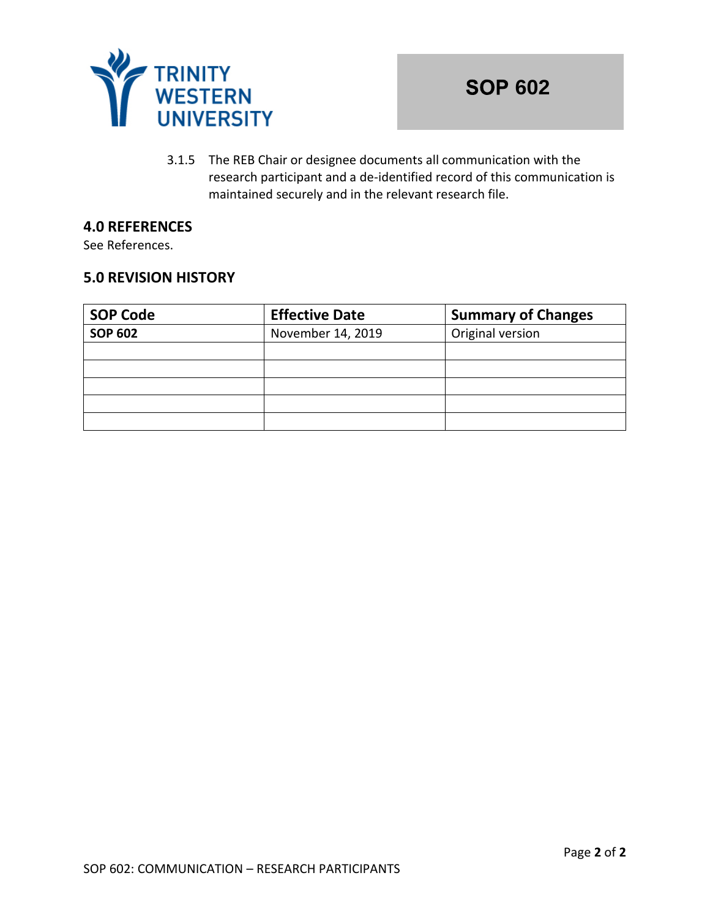3.1.5 The REB Chair or designee documents all communication with the research participant and a de-identified record of this communication is maintained securely and in the relevant research file.

## 4.0 REFERENCES

See References.

## 5.0 REVISION HISTORY

| SOP Code | Effective Date | Summary of Changes |
|---|---|---|
| **SOP 602** | November 14, 2019 | Original version |
| | | |
| | | |
| | | |
| | | |
| | | |